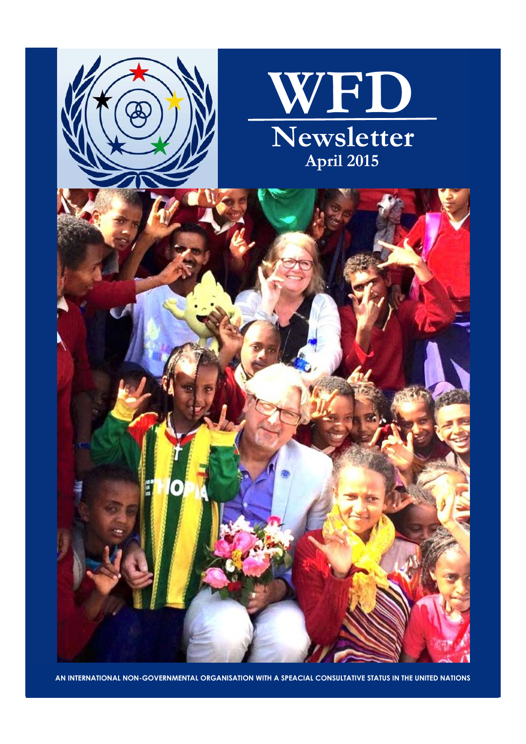# WFD

## Newsletter

### April 2015

AN INTERNATIONAL NON-GOVERNMENTAL ORGANISATION WITH A SPEACIAL CONSULTATIVE STATUS IN THE UNITED NATIONS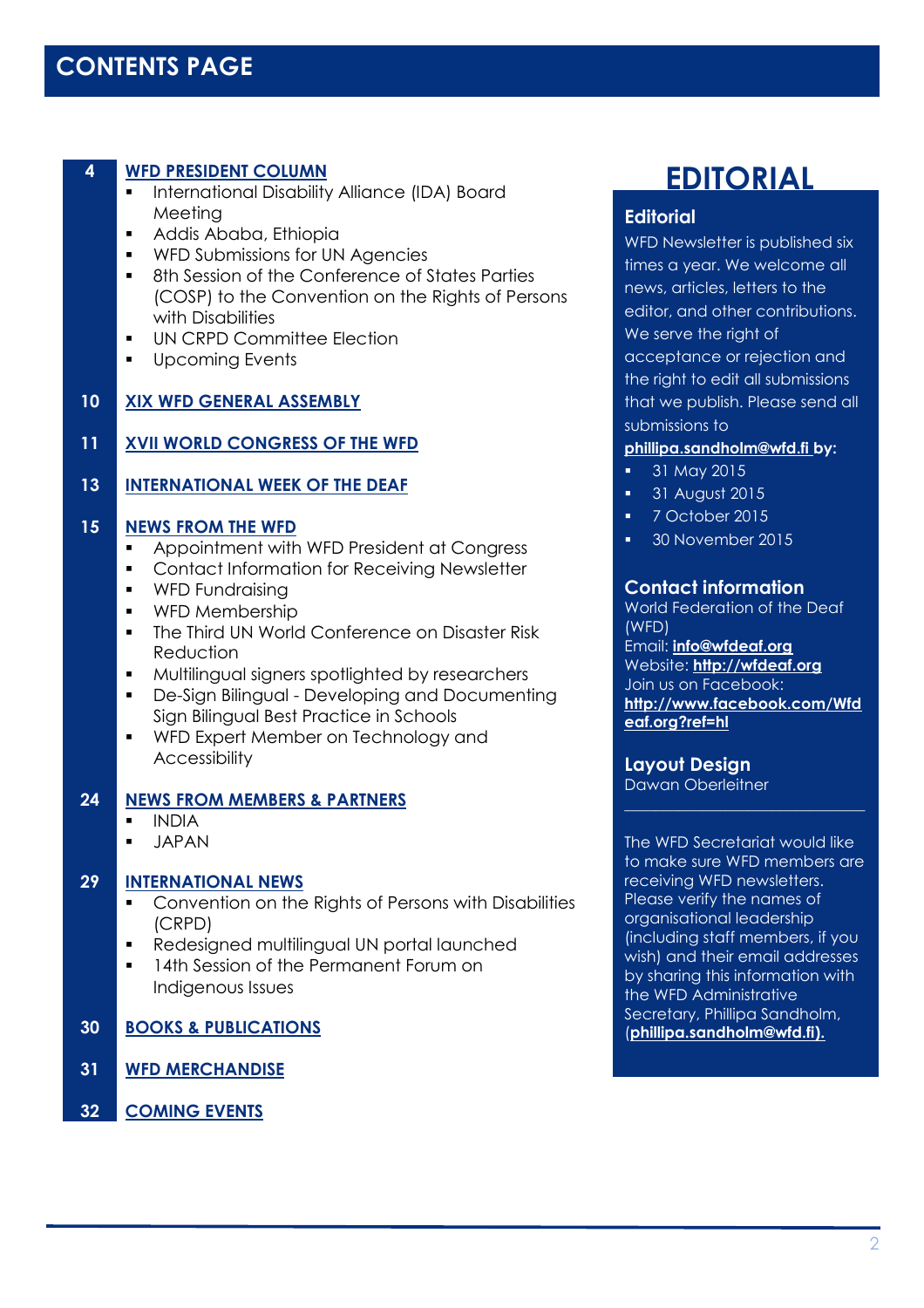# CONTENTS PAGE

**4** **WFD PRESIDENT COLUMN**
- International Disability Alliance (IDA) Board Meeting
- Addis Ababa, Ethiopia
- WFD Submissions for UN Agencies
- 8th Session of the Conference of States Parties (COSP) to the Convention on the Rights of Persons with Disabilities
- UN CRPD Committee Election
- Upcoming Events

**10** **XIX WFD GENERAL ASSEMBLY**

**11** **XVII WORLD CONGRESS OF THE WFD**

**13** **INTERNATIONAL WEEK OF THE DEAF**

**15** **NEWS FROM THE WFD**
- Appointment with WFD President at Congress
- Contact Information for Receiving Newsletter
- WFD Fundraising
- WFD Membership
- The Third UN World Conference on Disaster Risk Reduction
- Multilingual signers spotlighted by researchers
- De-Sign Bilingual - Developing and Documenting Sign Bilingual Best Practice in Schools
- WFD Expert Member on Technology and Accessibility

**24** **NEWS FROM MEMBERS & PARTNERS**
- INDIA
- JAPAN

**29** **INTERNATIONAL NEWS**
- Convention on the Rights of Persons with Disabilities (CRPD)
- Redesigned multilingual UN portal launched
- 14th Session of the Permanent Forum on Indigenous Issues

**30** **BOOKS & PUBLICATIONS**

**31** **WFD MERCHANDISE**

**32** **COMING EVENTS**

# EDITORIAL

## Editorial

WFD Newsletter is published six times a year. We welcome all news, articles, letters to the editor, and other contributions. We serve the right of acceptance or rejection and the right to edit all submissions that we publish. Please send all submissions to **phillipa.sandholm@wfd.fi by:**

- 31 May 2015
- 31 August 2015
- 7 October 2015
- 30 November 2015

## Contact information

World Federation of the Deaf (WFD)
Email: **info@wfdeaf.org**
Website: **http://wfdeaf.org**
Join us on Facebook:
**http://www.facebook.com/Wfdeaf.org?ref=hl**

## Layout Design

Dawan Oberleitner

---

The WFD Secretariat would like to make sure WFD members are receiving WFD newsletters. Please verify the names of organisational leadership (including staff members, if you wish) and their email addresses by sharing this information with the WFD Administrative Secretary, Phillipa Sandholm, (**phillipa.sandholm@wfd.fi).**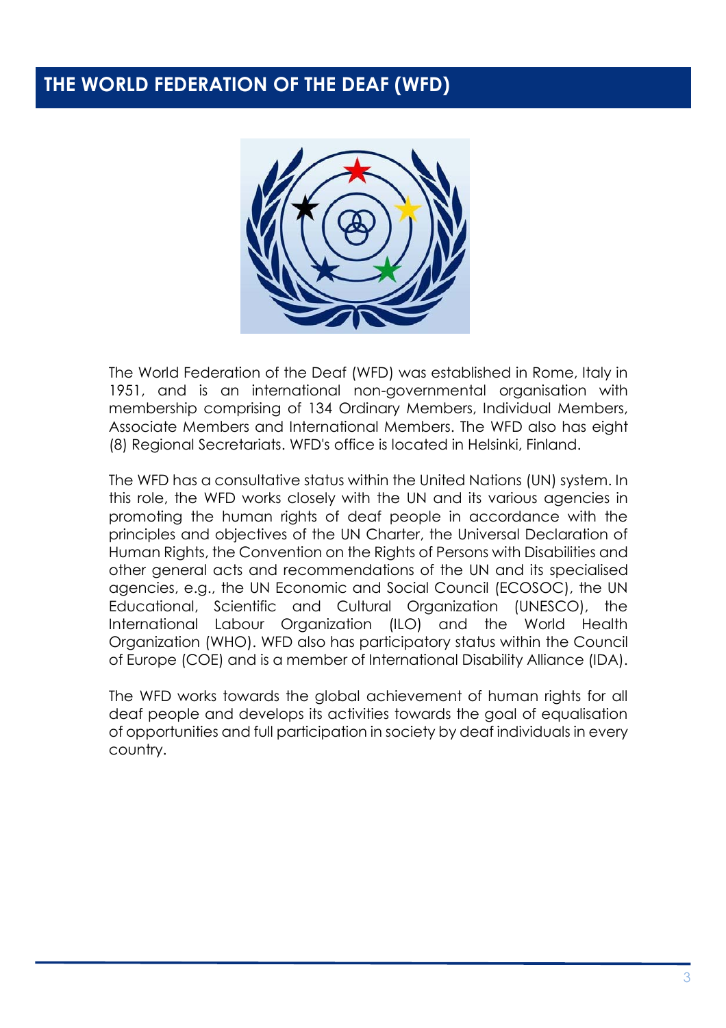## THE WORLD FEDERATION OF THE DEAF (WFD)

The World Federation of the Deaf (WFD) was established in Rome, Italy in 1951, and is an international non-governmental organisation with membership comprising of 134 Ordinary Members, Individual Members, Associate Members and International Members. The WFD also has eight (8) Regional Secretariats. WFD's office is located in Helsinki, Finland.

The WFD has a consultative status within the United Nations (UN) system. In this role, the WFD works closely with the UN and its various agencies in promoting the human rights of deaf people in accordance with the principles and objectives of the UN Charter, the Universal Declaration of Human Rights, the Convention on the Rights of Persons with Disabilities and other general acts and recommendations of the UN and its specialised agencies, e.g., the UN Economic and Social Council (ECOSOC), the UN Educational, Scientific and Cultural Organization (UNESCO), the International Labour Organization (ILO) and the World Health Organization (WHO). WFD also has participatory status within the Council of Europe (COE) and is a member of International Disability Alliance (IDA).

The WFD works towards the global achievement of human rights for all deaf people and develops its activities towards the goal of equalisation of opportunities and full participation in society by deaf individuals in every country.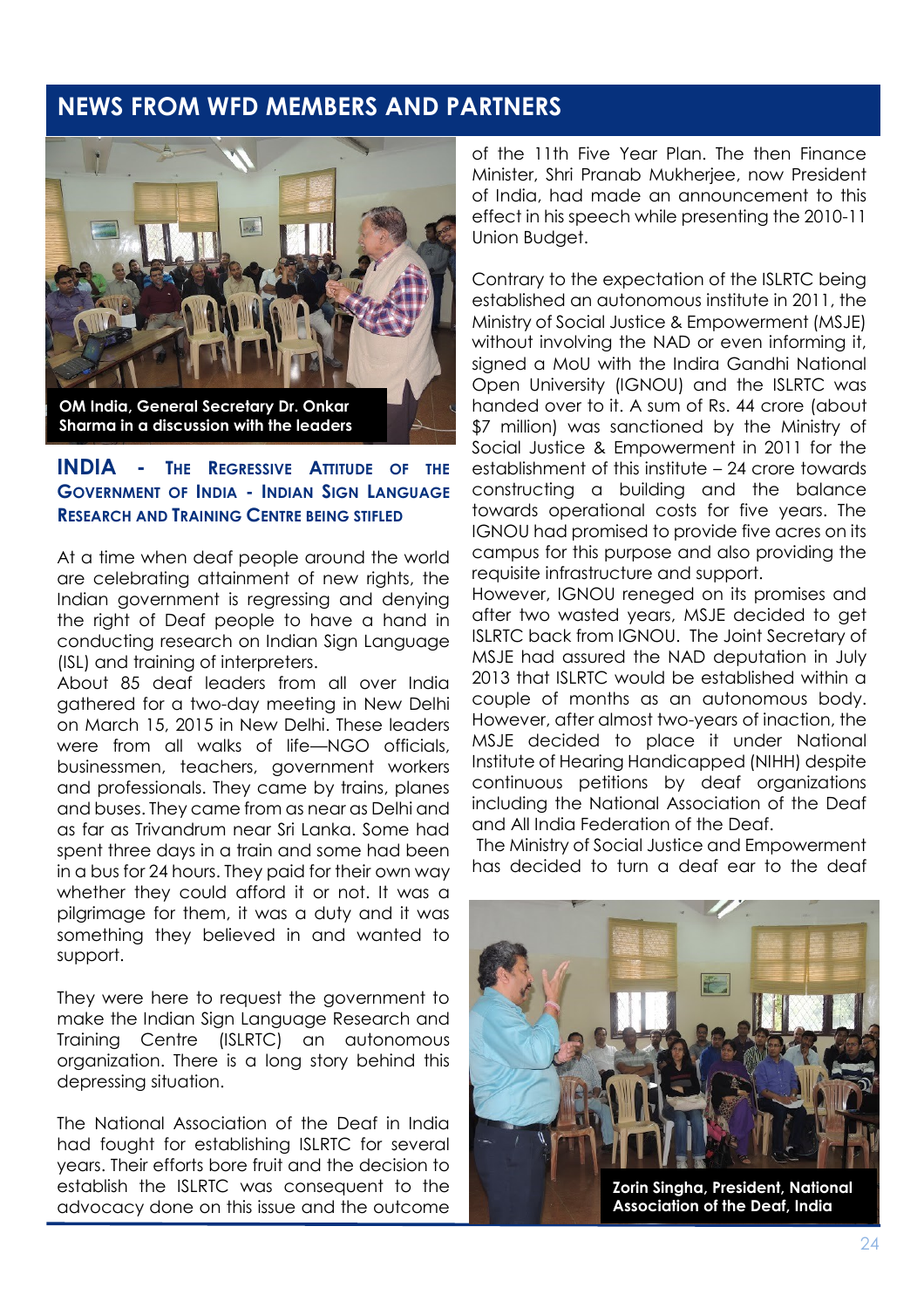## NEWS FROM WFD MEMBERS AND PARTNERS

OM India, General Secretary Dr. Onkar Sharma in a discussion with the leaders

### INDIA - The Regressive Attitude of the Government of India - Indian Sign Language Research and Training Centre being stifled

At a time when deaf people around the world are celebrating attainment of new rights, the Indian government is regressing and denying the right of Deaf people to have a hand in conducting research on Indian Sign Language (ISL) and training of interpreters.

About 85 deaf leaders from all over India gathered for a two-day meeting in New Delhi on March 15, 2015 in New Delhi. These leaders were from all walks of life—NGO officials, businessmen, teachers, government workers and professionals. They came by trains, planes and buses. They came from as near as Delhi and as far as Trivandrum near Sri Lanka. Some had spent three days in a train and some had been in a bus for 24 hours. They paid for their own way whether they could afford it or not. It was a pilgrimage for them, it was a duty and it was something they believed in and wanted to support.

They were here to request the government to make the Indian Sign Language Research and Training Centre (ISLRTC) an autonomous organization. There is a long story behind this depressing situation.

The National Association of the Deaf in India had fought for establishing ISLRTC for several years. Their efforts bore fruit and the decision to establish the ISLRTC was consequent to the advocacy done on this issue and the outcome of the 11th Five Year Plan. The then Finance Minister, Shri Pranab Mukherjee, now President of India, had made an announcement to this effect in his speech while presenting the 2010-11 Union Budget.

Contrary to the expectation of the ISLRTC being established an autonomous institute in 2011, the Ministry of Social Justice & Empowerment (MSJE) without involving the NAD or even informing it, signed a MoU with the Indira Gandhi National Open University (IGNOU) and the ISLRTC was handed over to it. A sum of Rs. 44 crore (about $7 million) was sanctioned by the Ministry of Social Justice & Empowerment in 2011 for the establishment of this institute – 24 crore towards constructing a building and the balance towards operational costs for five years. The IGNOU had promised to provide five acres on its campus for this purpose and also providing the requisite infrastructure and support.

However, IGNOU reneged on its promises and after two wasted years, MSJE decided to get ISLRTC back from IGNOU. The Joint Secretary of MSJE had assured the NAD deputation in July 2013 that ISLRTC would be established within a couple of months as an autonomous body. However, after almost two-years of inaction, the MSJE decided to place it under National Institute of Hearing Handicapped (NIHH) despite continuous petitions by deaf organizations including the National Association of the Deaf and All India Federation of the Deaf.

The Ministry of Social Justice and Empowerment has decided to turn a deaf ear to the deaf

Zorin Singha, President, National Association of the Deaf, India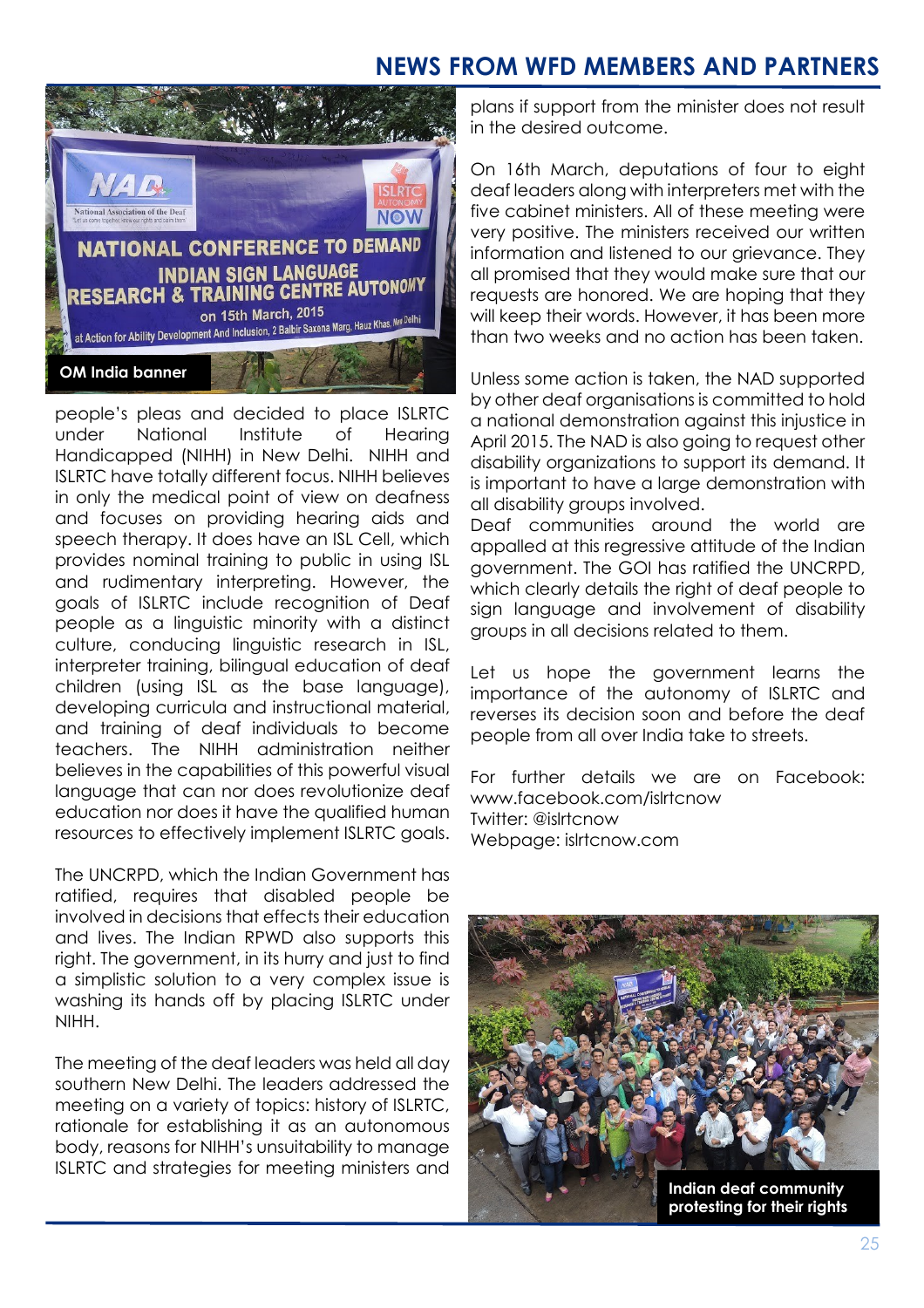## NEWS FROM WFD MEMBERS AND PARTNERS

OM India banner

people's pleas and decided to place ISLRTC under National Institute of Hearing Handicapped (NIHH) in New Delhi. NIHH and ISLRTC have totally different focus. NIHH believes in only the medical point of view on deafness and focuses on providing hearing aids and speech therapy. It does have an ISL Cell, which provides nominal training to public in using ISL and rudimentary interpreting. However, the goals of ISLRTC include recognition of Deaf people as a linguistic minority with a distinct culture, conducing linguistic research in ISL, interpreter training, bilingual education of deaf children (using ISL as the base language), developing curricula and instructional material, and training of deaf individuals to become teachers. The NIHH administration neither believes in the capabilities of this powerful visual language that can nor does revolutionize deaf education nor does it have the qualified human resources to effectively implement ISLRTC goals.

The UNCRPD, which the Indian Government has ratified, requires that disabled people be involved in decisions that effects their education and lives. The Indian RPWD also supports this right. The government, in its hurry and just to find a simplistic solution to a very complex issue is washing its hands off by placing ISLRTC under NIHH.

The meeting of the deaf leaders was held all day southern New Delhi. The leaders addressed the meeting on a variety of topics: history of ISLRTC, rationale for establishing it as an autonomous body, reasons for NIHH's unsuitability to manage ISLRTC and strategies for meeting ministers and plans if support from the minister does not result in the desired outcome.

On 16th March, deputations of four to eight deaf leaders along with interpreters met with the five cabinet ministers. All of these meeting were very positive. The ministers received our written information and listened to our grievance. They all promised that they would make sure that our requests are honored. We are hoping that they will keep their words. However, it has been more than two weeks and no action has been taken.

Unless some action is taken, the NAD supported by other deaf organisations is committed to hold a national demonstration against this injustice in April 2015. The NAD is also going to request other disability organizations to support its demand. It is important to have a large demonstration with all disability groups involved.

Deaf communities around the world are appalled at this regressive attitude of the Indian government. The GOI has ratified the UNCRPD, which clearly details the right of deaf people to sign language and involvement of disability groups in all decisions related to them.

Let us hope the government learns the importance of the autonomy of ISLRTC and reverses its decision soon and before the deaf people from all over India take to streets.

For further details we are on Facebook: www.facebook.com/islrtcnow
Twitter: @islrtcnow
Webpage: islrtcnow.com

Indian deaf community protesting for their rights